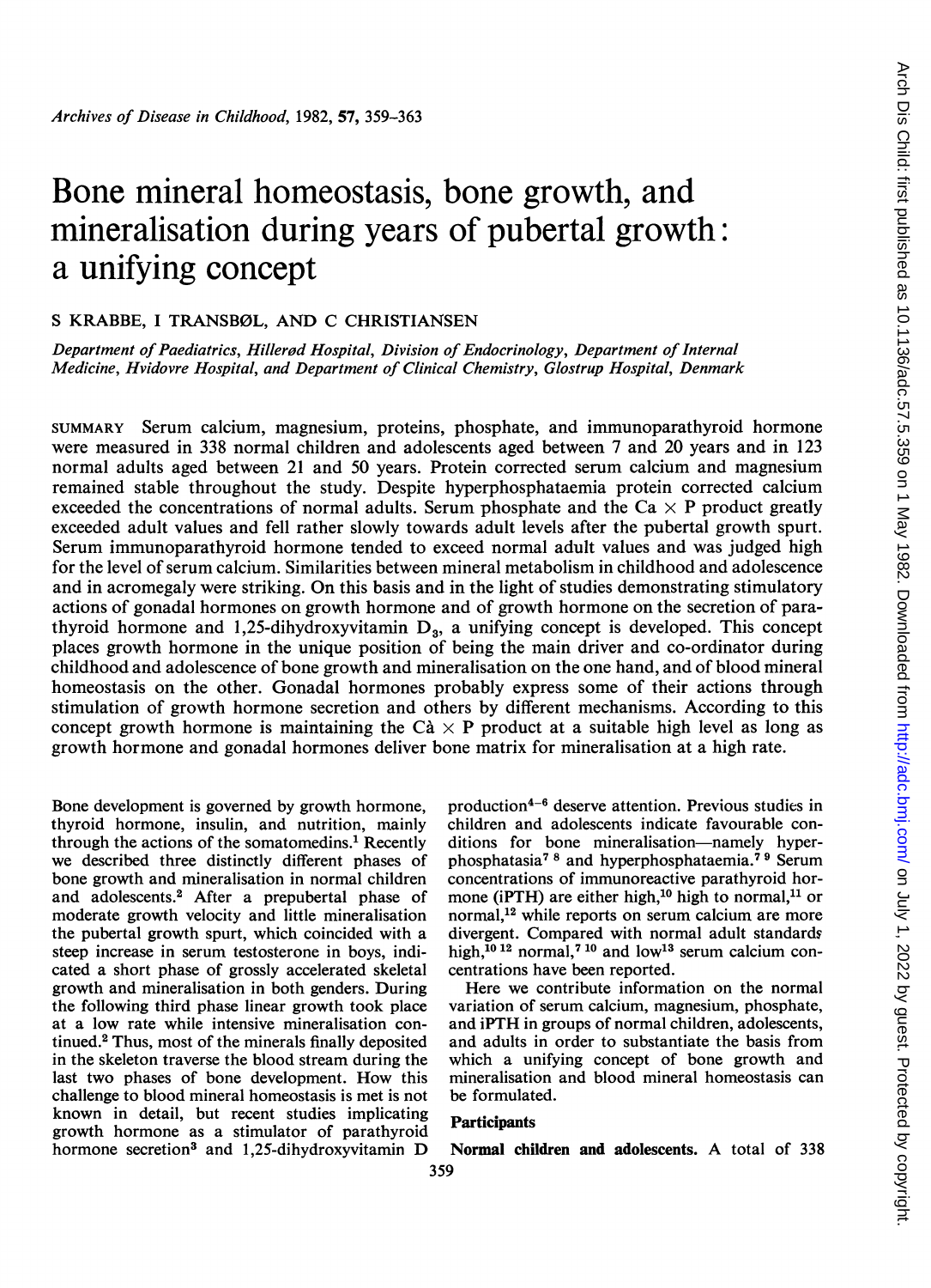# Bone mineral homeostasis, bone growth, and mineralisation during years of pubertal growth: a unifying concept

S KRABBE, I TRANSBØL, AND C CHRISTIANSEN

*Department of Paediatrics, Hillerød Hospital, Division of Endocrinology, Department of Internal Medicine, Hvidovre Hospital, and Department of Clinical Chemistry, Glostrup Hospital, Denmark*

SUMMARY Serum calcium, magnesium, proteins, phosphate, and immunoparathyroid hormone were measured in 338 normal children and adolescents aged between 7 and 20 years and in 123 normal adults aged between 21 and 50 years. Protein corrected serum calcium and magnesium remained stable throughout the study. Despite hyperphosphataemia protein corrected calcium exceeded the concentrations of normal adults. Serum phosphate and the Ca × P product greatly exceeded adult values and fell rather slowly towards adult levels after the pubertal growth spurt. Serum immunoparathyroid hormone tended to exceed normal adult values and was judged high for the level of serum calcium. Similarities between mineral metabolism in childhood and adolescence and in acromegaly were striking. On this basis and in the light of studies demonstrating stimulatory actions of gonadal hormones on growth hormone and of growth hormone on the secretion of parathyroid hormone and 1,25-dihydroxyvitamin $D_3$, a unifying concept is developed. This concept places growth hormone in the unique position of being the main driver and co-ordinator during childhood and adolescence of bone growth and mineralisation on the one hand, and of blood mineral homeostasis on the other. Gonadal hormones probably express some of their actions through stimulation of growth hormone secretion and others by different mechanisms. According to this concept growth hormone is maintaining the Cà × P product at a suitable high level as long as growth hormone and gonadal hormones deliver bone matrix for mineralisation at a high rate.

Bone development is governed by growth hormone, thyroid hormone, insulin, and nutrition, mainly through the actions of the somatomedins.[1] Recently we described three distinctly different phases of bone growth and mineralisation in normal children and adolescents.[2] After a prepubertal phase of moderate growth velocity and little mineralisation the pubertal growth spurt, which coincided with a steep increase in serum testosterone in boys, indicated a short phase of grossly accelerated skeletal growth and mineralisation in both genders. During the following third phase linear growth took place at a low rate while intensive mineralisation continued.[2] Thus, most of the minerals finally deposited in the skeleton traverse the blood stream during the last two phases of bone development. How this challenge to blood mineral homeostasis is met is not known in detail, but recent studies implicating growth hormone as a stimulator of parathyroid hormone secretion[3] and 1,25-dihydroxyvitamin D production[4-6] deserve attention. Previous studies in children and adolescents indicate favourable conditions for bone mineralisation—namely hyperphosphatasia[7 8] and hyperphosphataemia.[7 9] Serum concentrations of immunoreactive parathyroid hormone (iPTH) are either high,[10] high to normal,[11] or normal,[12] while reports on serum calcium are more divergent. Compared with normal adult standards high,[10 12] normal,[7 10] and low[13] serum calcium concentrations have been reported.

Here we contribute information on the normal variation of serum calcium, magnesium, phosphate, and iPTH in groups of normal children, adolescents, and adults in order to substantiate the basis from which a unifying concept of bone growth and mineralisation and blood mineral homeostasis can be formulated.

## Participants

**Normal children and adolescents.** A total of 338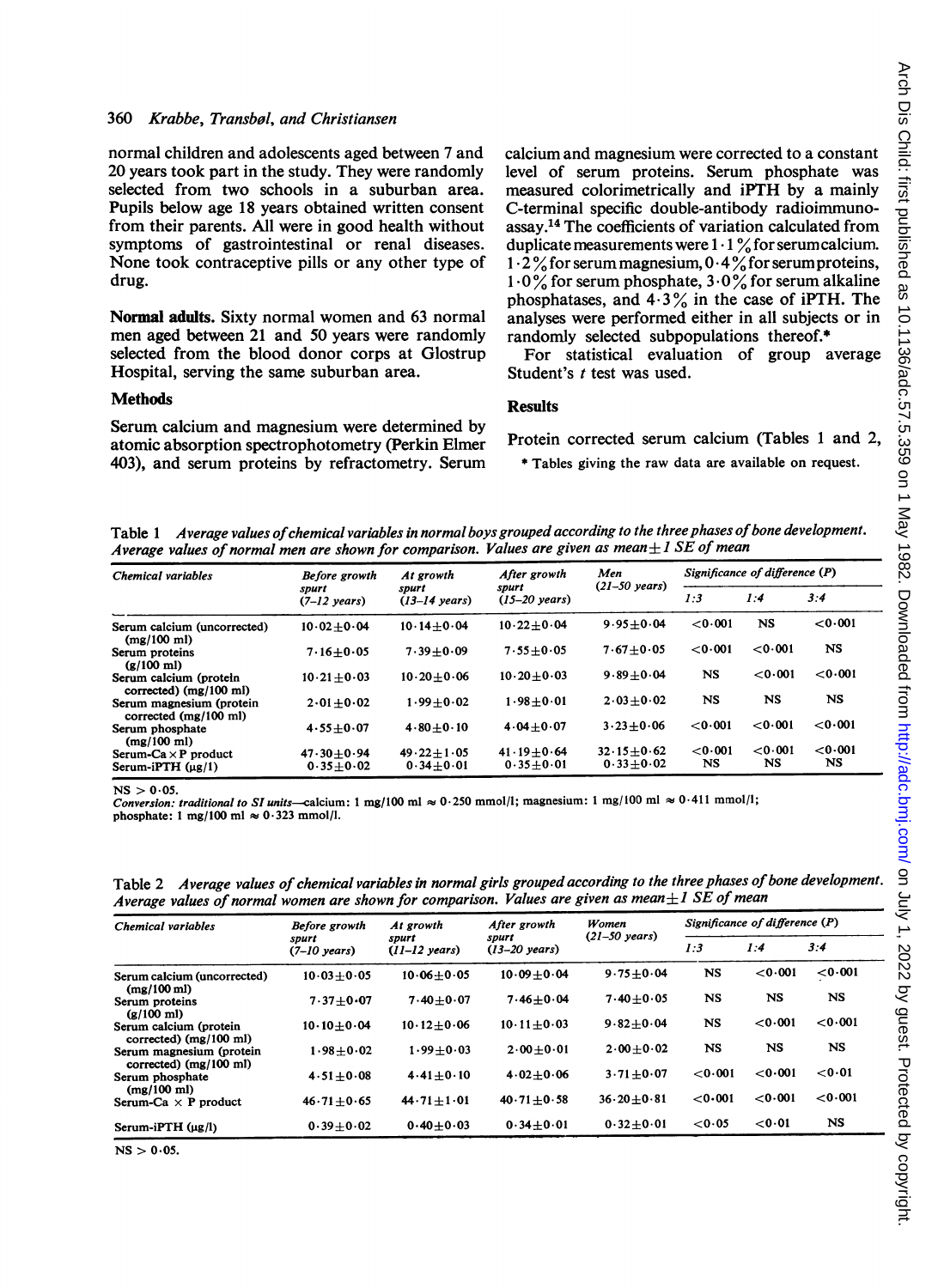normal children and adolescents aged between 7 and 20 years took part in the study. They were randomly selected from two schools in a suburban area. Pupils below age 18 years obtained written consent from their parents. All were in good health without symptoms of gastrointestinal or renal diseases. None took contraceptive pills or any other type of drug.

**Normal adults.** Sixty normal women and 63 normal men aged between 21 and 50 years were randomly selected from the blood donor corps at Glostrup Hospital, serving the same suburban area.

## Methods

Serum calcium and magnesium were determined by atomic absorption spectrophotometry (Perkin Elmer 403), and serum proteins by refractometry. Serum calcium and magnesium were corrected to a constant level of serum proteins. Serum phosphate was measured colorimetrically and iPTH by a mainly C-terminal specific double-antibody radioimmunoassay.[14] The coefficients of variation calculated from duplicate measurements were 1·1% for serum calcium, 1·2% for serum magnesium, 0·4% for serum proteins, 1·0% for serum phosphate, 3·0% for serum alkaline phosphatases, and 4·3% in the case of iPTH. The analyses were performed either in all subjects or in randomly selected subpopulations thereof.*

For statistical evaluation of group average Student's *t* test was used.

## Results

Protein corrected serum calcium (Tables 1 and 2,

\* Tables giving the raw data are available on request.

Table 1 *Average values of chemical variables in normal boys grouped according to the three phases of bone development. Average values of normal men are shown for comparison. Values are given as mean±1 SE of mean*

| Chemical variables | Before growth spurt (7–12 years) | At growth spurt (13–14 years) | After growth spurt (15–20 years) | Men (21–50 years) | Significance of difference (P) | | |
|---|---|---|---|---|---|---|---|
| | | | | | 1:3 | 1:4 | 3:4 |
| Serum calcium (uncorrected) (mg/100 ml) | 10·02±0·04 | 10·14±0·04 | 10·22±0·04 | 9·95±0·04 | <0·001 | NS | <0·001 |
| Serum proteins (g/100 ml) | 7·16±0·05 | 7·39±0·09 | 7·55±0·05 | 7·67±0·05 | <0·001 | <0·001 | NS |
| Serum calcium (protein corrected) (mg/100 ml) | 10·21±0·03 | 10·20±0·06 | 10·20±0·03 | 9·89±0·04 | NS | <0·001 | <0·001 |
| Serum magnesium (protein corrected (mg/100 ml) | 2·01±0·02 | 1·99±0·02 | 1·98±0·01 | 2·03±0·02 | NS | NS | NS |
| Serum phosphate (mg/100 ml) | 4·55±0·07 | 4·80±0·10 | 4·04±0·07 | 3·23±0·06 | <0·001 | <0·001 | <0·001 |
| Serum-Ca × P product | 47·30±0·94 | 49·22±1·05 | 41·19±0·64 | 32·15±0·62 | <0·001 | <0·001 | <0·001 |
| Serum-iPTH (µg/l) | 0·35±0·02 | 0·34±0·01 | 0·35±0·01 | 0·33±0·02 | NS | NS | NS |

NS > 0·05.
*Conversion: traditional to SI units*—calcium: 1 mg/100 ml ≈ 0·250 mmol/l; magnesium: 1 mg/100 ml ≈ 0·411 mmol/l; phosphate: 1 mg/100 ml ≈ 0·323 mmol/l.

Table 2 *Average values of chemical variables in normal girls grouped according to the three phases of bone development. Average values of normal women are shown for comparison. Values are given as mean±1 SE of mean*

| Chemical variables | Before growth spurt (7–10 years) | At growth spurt (11–12 years) | After growth spurt (13–20 years) | Women (21–50 years) | Significance of difference (P) | | |
|---|---|---|---|---|---|---|---|
| | | | | | 1:3 | 1:4 | 3:4 |
| Serum calcium (uncorrected) (mg/100 ml) | 10·03±0·05 | 10·06±0·05 | 10·09±0·04 | 9·75±0·04 | NS | <0·001 | <0·001 |
| Serum proteins (g/100 ml) | 7·37±0·07 | 7·40±0·07 | 7·46±0·04 | 7·40±0·05 | NS | NS | NS |
| Serum calcium (protein corrected) (mg/100 ml) | 10·10±0·04 | 10·12±0·06 | 10·11±0·03 | 9·82±0·04 | NS | <0·001 | <0·001 |
| Serum magnesium (protein corrected) (mg/100 ml) | 1·98±0·02 | 1·99±0·03 | 2·00±0·01 | 2·00±0·02 | NS | NS | NS |
| Serum phosphate (mg/100 ml) | 4·51±0·08 | 4·41±0·10 | 4·02±0·06 | 3·71±0·07 | <0·001 | <0·001 | <0·01 |
| Serum-Ca × P product | 46·71±0·65 | 44·71±1·01 | 40·71±0·58 | 36·20±0·81 | <0·001 | <0·001 | <0·001 |
| Serum-iPTH (µg/l) | 0·39±0·02 | 0·40±0·03 | 0·34±0·01 | 0·32±0·01 | <0·05 | <0·01 | NS |

NS > 0·05.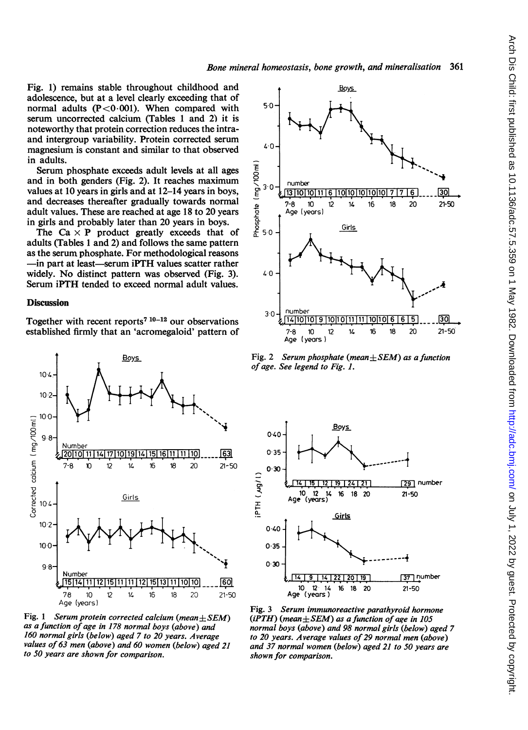Fig. 1) remains stable throughout childhood and adolescence, but at a level clearly exceeding that of normal adults ($P<0.001$). When compared with serum uncorrected calcium (Tables 1 and 2) it is noteworthy that protein correction reduces the intra- and intergroup variability. Protein corrected serum magnesium is constant and similar to that observed in adults.

Serum phosphate exceeds adult levels at all ages and in both genders (Fig. 2). It reaches maximum values at 10 years in girls and at 12–14 years in boys, and decreases thereafter gradually towards normal adult values. These are reached at age 18 to 20 years in girls and probably later than 20 years in boys.

The Ca × P product greatly exceeds that of adults (Tables 1 and 2) and follows the same pattern as the serum phosphate. For methodological reasons —in part at least—serum iPTH values scatter rather widely. No distinct pattern was observed (Fig. 3). Serum iPTH tended to exceed normal adult values.

## Discussion

Together with recent reports[7, 10–12] our observations established firmly that an 'acromegaloid' pattern of

*Fig. 1 Serum protein corrected calcium (mean±SEM) as a function of age in 178 normal boys (above) and 160 normal girls (below) aged 7 to 20 years. Average values of 63 men (above) and 60 women (below) aged 21 to 50 years are shown for comparison.*

*Fig. 2 Serum phosphate (mean±SEM) as a function of age. See legend to Fig. 1.*

*Fig. 3 Serum immunoreactive parathyroid hormone (iPTH) (mean±SEM) as a function of age in 105 normal boys (above) and 98 normal girls (below) aged 7 to 20 years. Average values of 29 normal men (above) and 37 normal women (below) aged 21 to 50 years are shown for comparison.*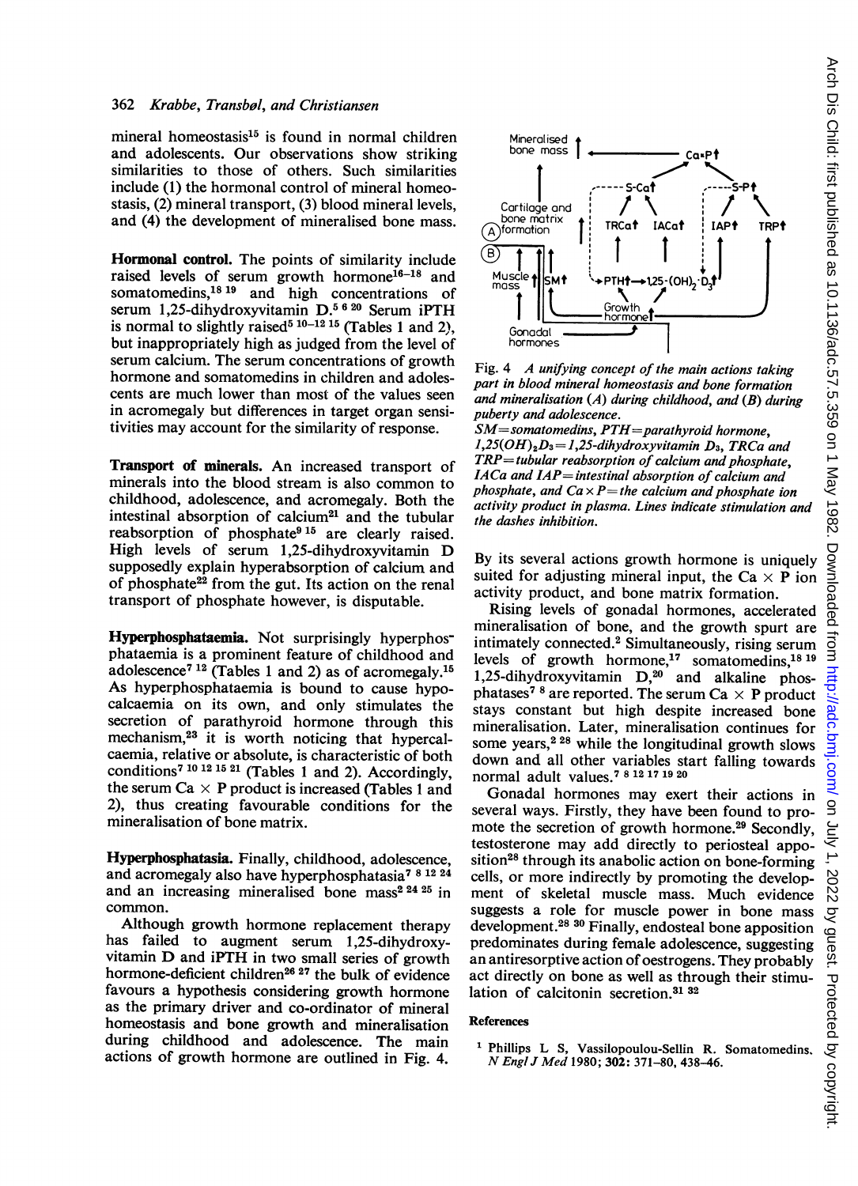mineral homeostasis[15] is found in normal children and adolescents. Our observations show striking similarities to those of others. Such similarities include (1) the hormonal control of mineral homeostasis, (2) mineral transport, (3) blood mineral levels, and (4) the development of mineralised bone mass.

**Hormonal control.** The points of similarity include raised levels of serum growth hormone[16–18] and somatomedins,[18 19] and high concentrations of serum 1,25-dihydroxyvitamin D.[5 6 20] Serum iPTH is normal to slightly raised[5 10–12 15] (Tables 1 and 2), but inappropriately high as judged from the level of serum calcium. The serum concentrations of growth hormone and somatomedins in children and adolescents are much lower than most of the values seen in acromegaly but differences in target organ sensitivities may account for the similarity of response.

**Transport of minerals.** An increased transport of minerals into the blood stream is also common to childhood, adolescence, and acromegaly. Both the intestinal absorption of calcium[21] and the tubular reabsorption of phosphate[9 15] are clearly raised. High levels of serum 1,25-dihydroxyvitamin D supposedly explain hyperabsorption of calcium and of phosphate[22] from the gut. Its action on the renal transport of phosphate however, is disputable.

**Hyperphosphataemia.** Not surprisingly hyperphosphataemia is a prominent feature of childhood and adolescence[7 12] (Tables 1 and 2) as of acromegaly.[15] As hyperphosphataemia is bound to cause hypocalcaemia on its own, and only stimulates the secretion of parathyroid hormone through this mechanism,[23] it is worth noticing that hypercalcaemia, relative or absolute, is characteristic of both conditions[7 10 12 15 21] (Tables 1 and 2). Accordingly, the serum Ca × P product is increased (Tables 1 and 2), thus creating favourable conditions for the mineralisation of bone matrix.

**Hyperphosphatasia.** Finally, childhood, adolescence, and acromegaly also have hyperphosphatasia[7 8 12 24] and an increasing mineralised bone mass[2 24 25] in common.

Although growth hormone replacement therapy has failed to augment serum 1,25-dihydroxyvitamin D and iPTH in two small series of growth hormone-deficient children[26 27] the bulk of evidence favours a hypothesis considering growth hormone as the primary driver and co-ordinator of mineral homeostasis and bone growth and mineralisation during childhood and adolescence. The main actions of growth hormone are outlined in Fig. 4.

Fig. 4 *A unifying concept of the main actions taking part in blood mineral homeostasis and bone formation and mineralisation (A) during childhood, and (B) during puberty and adolescence.*
*SM=somatomedins, PTH=parathyroid hormone, $1,25(OH)_2D_3$=1,25-dihydroxyvitamin $D_3$, TRCa and TRP=tubular reabsorption of calcium and phosphate, IACa and IAP=intestinal absorption of calcium and phosphate, and Ca × P=the calcium and phosphate ion activity product in plasma. Lines indicate stimulation and the dashes inhibition.*

By its several actions growth hormone is uniquely suited for adjusting mineral input, the Ca × P ion activity product, and bone matrix formation.

Rising levels of gonadal hormones, accelerated mineralisation of bone, and the growth spurt are intimately connected.[2] Simultaneously, rising serum levels of growth hormone,[17] somatomedins,[18 19] 1,25-dihydroxyvitamin D,[20] and alkaline phosphatases[7 8] are reported. The serum Ca × P product stays constant but high despite increased bone mineralisation. Later, mineralisation continues for some years,[2 28] while the longitudinal growth slows down and all other variables start falling towards normal adult values.[7 8 12 17 19 20]

Gonadal hormones may exert their actions in several ways. Firstly, they have been found to promote the secretion of growth hormone.[29] Secondly, testosterone may add directly to periosteal apposition[28] through its anabolic action on bone-forming cells, or more indirectly by promoting the development of skeletal muscle mass. Much evidence suggests a role for muscle power in bone mass development.[28 30] Finally, endosteal bone apposition predominates during female adolescence, suggesting an antiresorptive action of oestrogens. They probably act directly on bone as well as through their stimulation of calcitonin secretion.[31 32]

## References

1 Phillips L S, Vassilopoulou-Sellin R. Somatomedins. *N Engl J Med* 1980; **302**: 371–80, 438–46.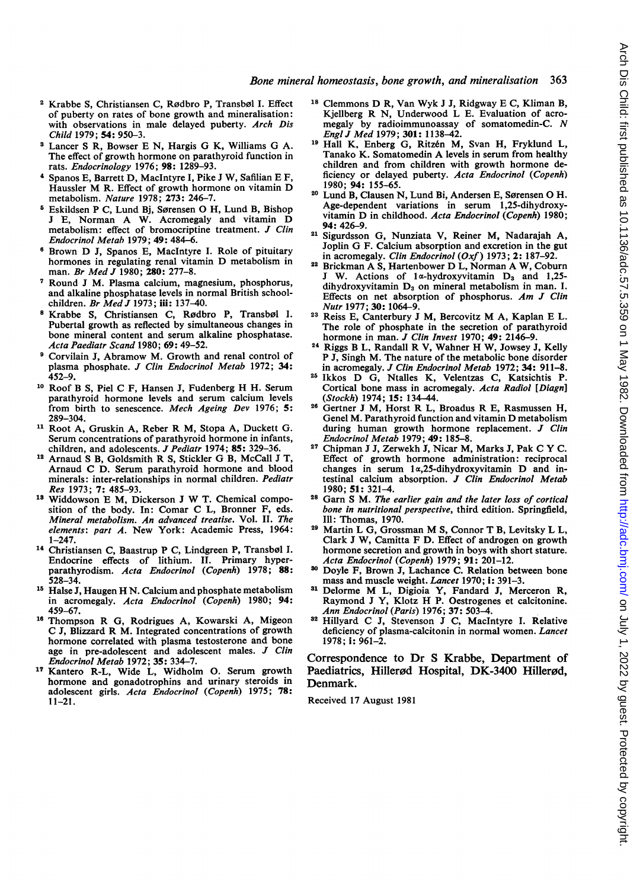[2] Krabbe S, Christiansen C, Rødbro P, Transbøl I. Effect of puberty on rates of bone growth and mineralisation: with observations in male delayed puberty. *Arch Dis Child* 1979; **54:** 950–3.

[3] Lancer S R, Bowser E N, Hargis G K, Williams G A. The effect of growth hormone on parathyroid function in rats. *Endocrinology* 1976; **98:** 1289–93.

[4] Spanos E, Barrett D, MacIntyre I, Pike J W, Safilian E F, Haussler M R. Effect of growth hormone on vitamin D metabolism. *Nature* 1978; **273:** 246–7.

[5] Eskildsen P C, Lund Bj, Sørensen O H, Lund B, Bishop J E, Norman A W. Acromegaly and vitamin D metabolism: effect of bromocriptine treatment. *J Clin Endocrinol Metab* 1979; **49:** 484–6.

[6] Brown D J, Spanos E, MacIntyre I. Role of pituitary hormones in regulating renal vitamin D metabolism in man. *Br Med J* 1980; **280:** 277–8.

[7] Round J M. Plasma calcium, magnesium, phosphorus, and alkaline phosphatase levels in normal British schoolchildren. *Br Med J* 1973; **iii:** 137–40.

[8] Krabbe S, Christiansen C, Rødbro P, Transbøl I. Pubertal growth as reflected by simultaneous changes in bone mineral content and serum alkaline phosphatase. *Acta Paediatr Scand* 1980; **69:** 49–52.

[9] Corvilain J, Abramow M. Growth and renal control of plasma phosphate. *J Clin Endocrinol Metab* 1972; **34:** 452–9.

[10] Roof B S, Piel C F, Hansen J, Fudenberg H H. Serum parathyroid hormone levels and serum calcium levels from birth to senescence. *Mech Ageing Dev* 1976; **5:** 289–304.

[11] Root A, Gruskin A, Reber R M, Stopa A, Duckett G. Serum concentrations of parathyroid hormone in infants, children, and adolescents. *J Pediatr* 1974; **85:** 329–36.

[12] Arnaud S B, Goldsmith R S, Stickler G B, McCall J T, Arnaud C D. Serum parathyroid hormone and blood minerals: inter-relationships in normal children. *Pediatr Res* 1973; **7:** 485–93.

[13] Widdowson E M, Dickerson J W T. Chemical composition of the body. In: Comar C L, Bronner F, eds. *Mineral metabolism. An advanced treatise.* Vol. II. *The elements: part A.* New York: Academic Press, 1964: 1–247.

[14] Christiansen C, Baastrup P C, Lindgreen P, Transbøl I. Endocrine effects of lithium. II. Primary hyperparathyrodism. *Acta Endocrinol (Copenh)* 1978; **88:** 528–34.

[15] Halse J, Haugen H N. Calcium and phosphate metabolism in acromegaly. *Acta Endocrinol (Copenh)* 1980; **94:** 459–67.

[16] Thompson R G, Rodrigues A, Kowarski A, Migeon C J, Blizzard R M. Integrated concentrations of growth hormone correlated with plasma testosterone and bone age in pre-adolescent and adolescent males. *J Clin Endocrinol Metab* 1972; **35:** 334–7.

[17] Kantero R-L, Wide L, Widholm O. Serum growth hormone and gonadotrophins and urinary steroids in adolescent girls. *Acta Endocrinol (Copenh)* 1975; **78:** 11–21.

[18] Clemmons D R, Van Wyk J J, Ridgway E C, Kliman B, Kjellberg R N, Underwood L E. Evaluation of acromegaly by radioimmunoassay of somatomedin-C. *N Engl J Med* 1979; **301:** 1138–42.

[19] Hall K, Enberg G, Ritzén M, Svan H, Fryklund L, Tanako K. Somatomedin A levels in serum from healthy children and from children with growth hormone deficiency or delayed puberty. *Acta Endocrinol (Copenh)* 1980; **94:** 155–65.

[20] Lund B, Clausen N, Lund Bi, Andersen E, Sørensen O H. Age-dependent variations in serum 1,25-dihydroxyvitamin D in childhood. *Acta Endocrinol (Copenh)* 1980; **94:** 426–9.

[21] Sigurdsson G, Nunziata V, Reiner M, Nadarajah A, Joplin G F. Calcium absorption and excretion in the gut in acromegaly. *Clin Endocrinol (Oxf)* 1973; **2:** 187–92.

[22] Brickman A S, Hartenbower D L, Norman A W, Coburn J W. Actions of 1α-hydroxyvitamin $D_3$ and 1,25-dihydroxyvitamin $D_3$ on mineral metabolism in man. I. Effects on net absorption of phosphorus. *Am J Clin Nutr* 1977; **30:** 1064–9.

[23] Reiss E, Canterbury J M, Bercovitz M A, Kaplan E L. The role of phosphate in the secretion of parathyroid hormone in man. *J Clin Invest* 1970; **49:** 2146–9.

[24] Riggs B L, Randall R V, Wahner H W, Jowsey J, Kelly P J, Singh M. The nature of the metabolic bone disorder in acromegaly. *J Clin Endocrinol Metab* 1972; **34:** 911–8.

[25] Ikkos D G, Ntalles K, Velentzas C, Katsichtis P. Cortical bone mass in acromegaly. *Acta Radiol [Diagn] (Stockh)* 1974; **15:** 134–44.

[26] Gertner J M, Horst R L, Broadus R E, Rasmussen H, Genel M. Parathyroid function and vitamin D metabolism during human growth hormone replacement. *J Clin Endocrinol Metab* 1979; **49:** 185–8.

[27] Chipman J J, Zerwekh J, Nicar M, Marks J, Pak C Y C. Effect of growth hormone administration: reciprocal changes in serum 1α,25-dihydroxyvitamin D and intestinal calcium absorption. *J Clin Endocrinol Metab* 1980; **51:** 321–4.

[28] Garn S M. *The earlier gain and the later loss of cortical bone in nutritional perspective*, third edition. Springfield, Ill: Thomas, 1970.

[29] Martin L G, Grossman M S, Connor T B, Levitsky L L, Clark J W, Camitta F D. Effect of androgen on growth hormone secretion and growth in boys with short stature. *Acta Endocrinol (Copenh)* 1979; **91:** 201–12.

[30] Doyle F, Brown J, Lachance C. Relation between bone mass and muscle weight. *Lancet* 1970; **i:** 391–3.

[31] Delorme M L, Digioia Y, Fandard J, Merceron R, Raymond J Y, Klotz H P. Oestrogenes et calcitonine. *Ann Endocrinol (Paris)* 1976; **37:** 503–4.

[32] Hillyard C J, Stevenson J C, MacIntyre I. Relative deficiency of plasma-calcitonin in normal women. *Lancet* 1978; **i:** 961–2.

Correspondence to Dr S Krabbe, Department of Paediatrics, Hillerød Hospital, DK-3400 Hillerød, Denmark.

Received 17 August 1981